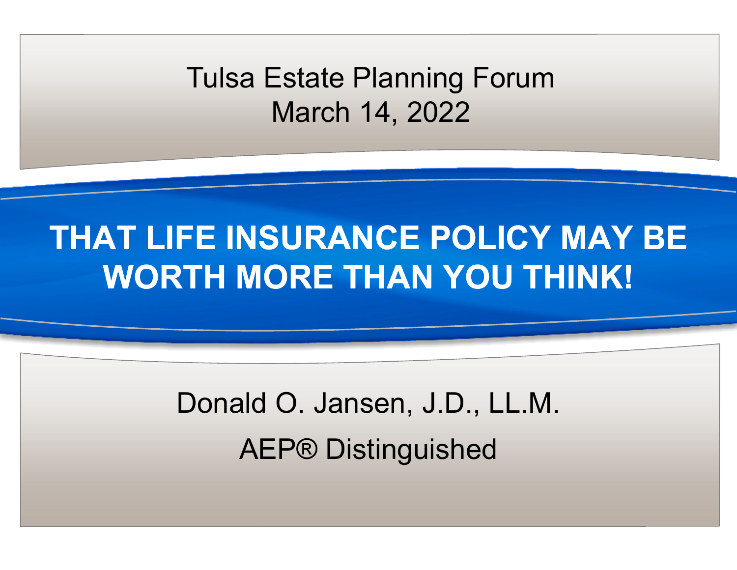Tulsa Estate Planning Forum
March 14, 2022

# THAT LIFE INSURANCE POLICY MAY BE WORTH MORE THAN YOU THINK!

Donald O. Jansen, J.D., LL.M.

AEP® Distinguished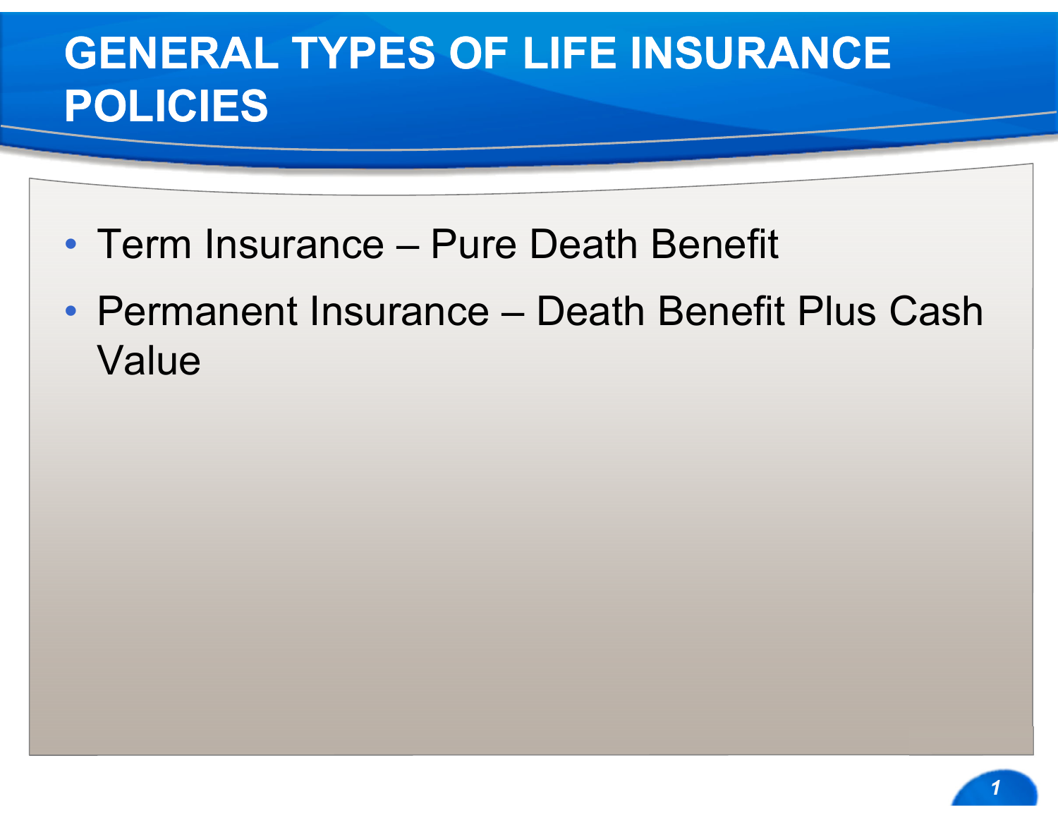# GENERAL TYPES OF LIFE INSURANCE POLICIES

- Term Insurance – Pure Death Benefit
- Permanent Insurance – Death Benefit Plus Cash Value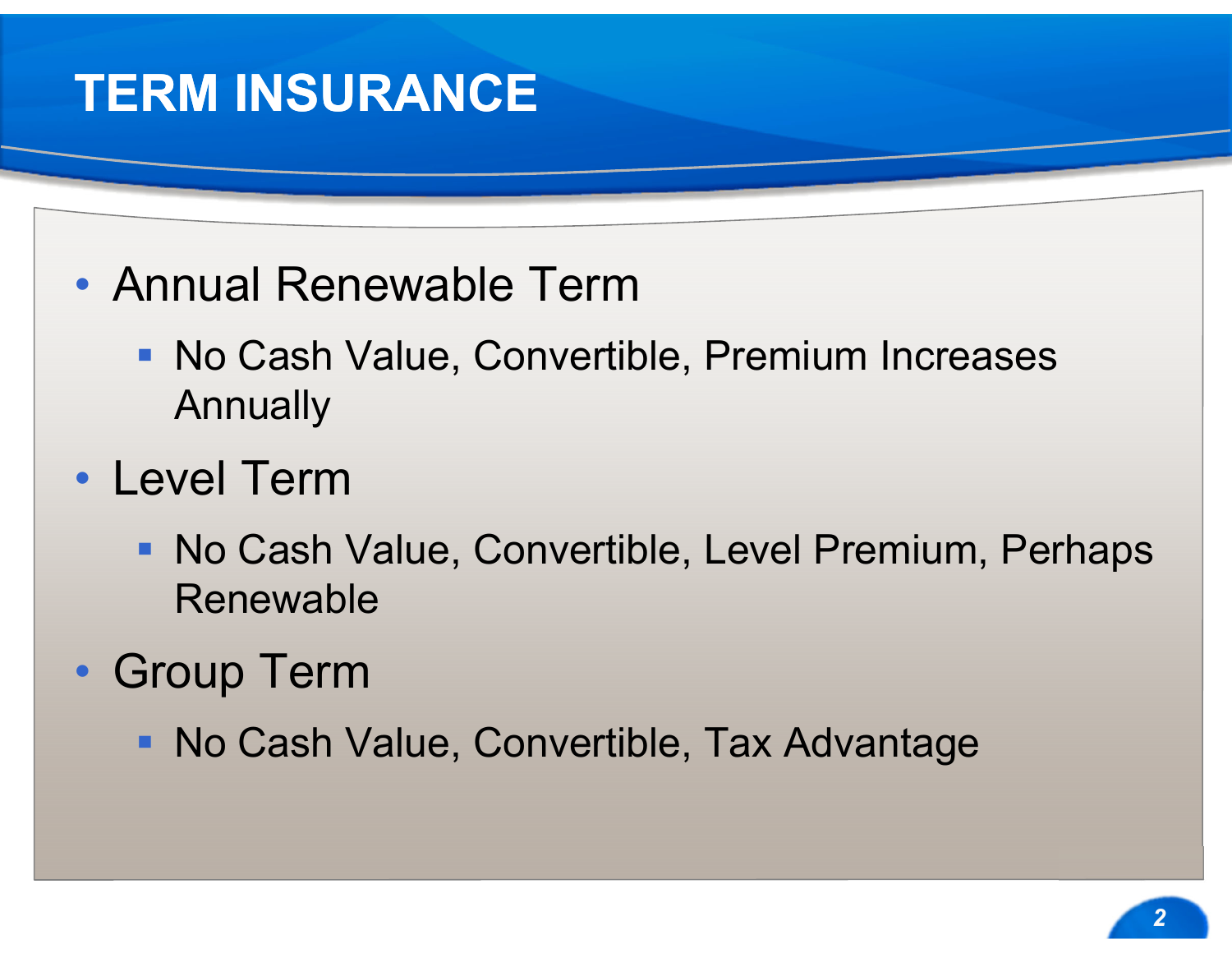# TERM INSURANCE

- Annual Renewable Term
  - No Cash Value, Convertible, Premium Increases Annually
- Level Term
  - No Cash Value, Convertible, Level Premium, Perhaps Renewable
- Group Term
  - No Cash Value, Convertible, Tax Advantage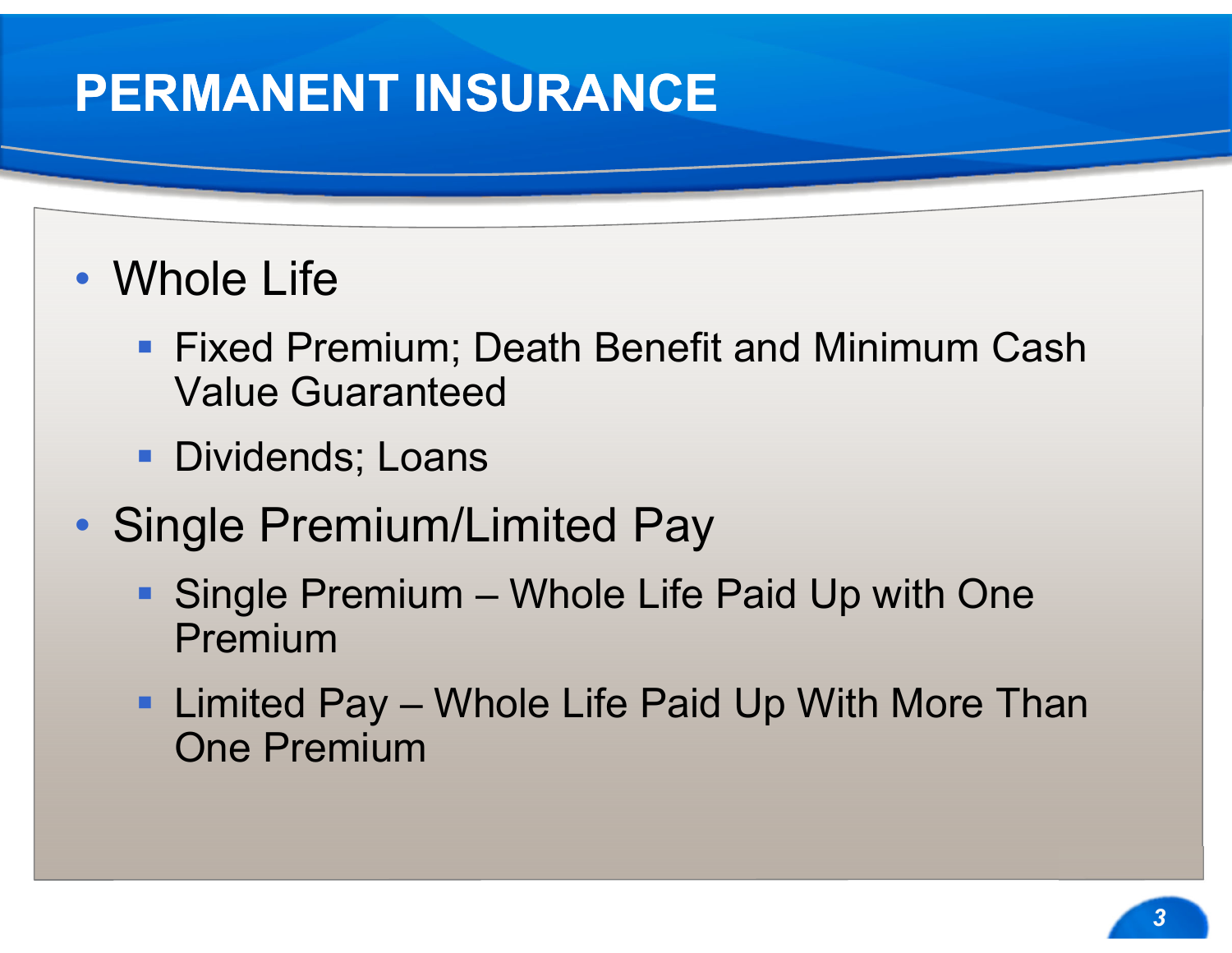# PERMANENT INSURANCE

- Whole Life
  - Fixed Premium; Death Benefit and Minimum Cash Value Guaranteed
  - Dividends; Loans
- Single Premium/Limited Pay
  - Single Premium – Whole Life Paid Up with One Premium
  - Limited Pay – Whole Life Paid Up With More Than One Premium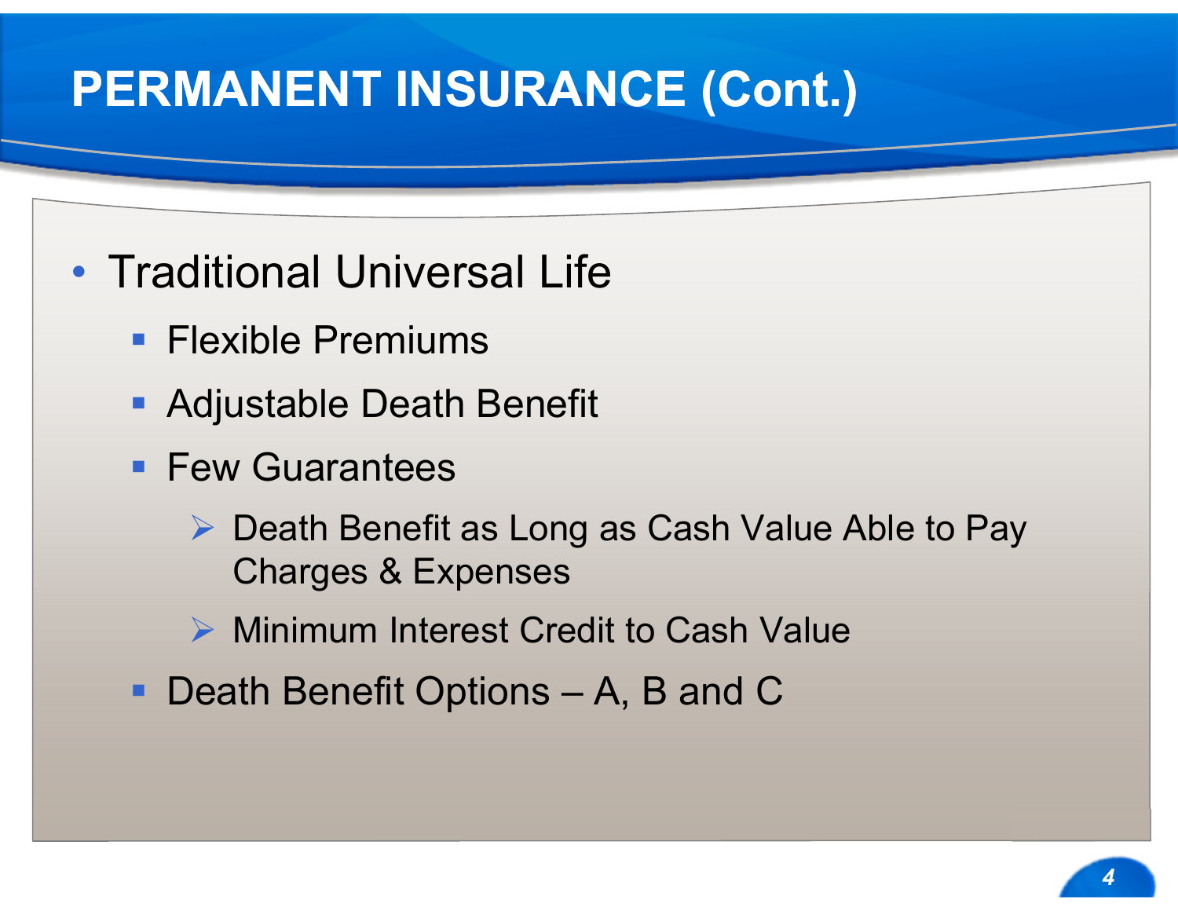# PERMANENT INSURANCE (Cont.)

- Traditional Universal Life
  - Flexible Premiums
  - Adjustable Death Benefit
  - Few Guarantees
    - Death Benefit as Long as Cash Value Able to Pay Charges & Expenses
    - Minimum Interest Credit to Cash Value
  - Death Benefit Options – A, B and C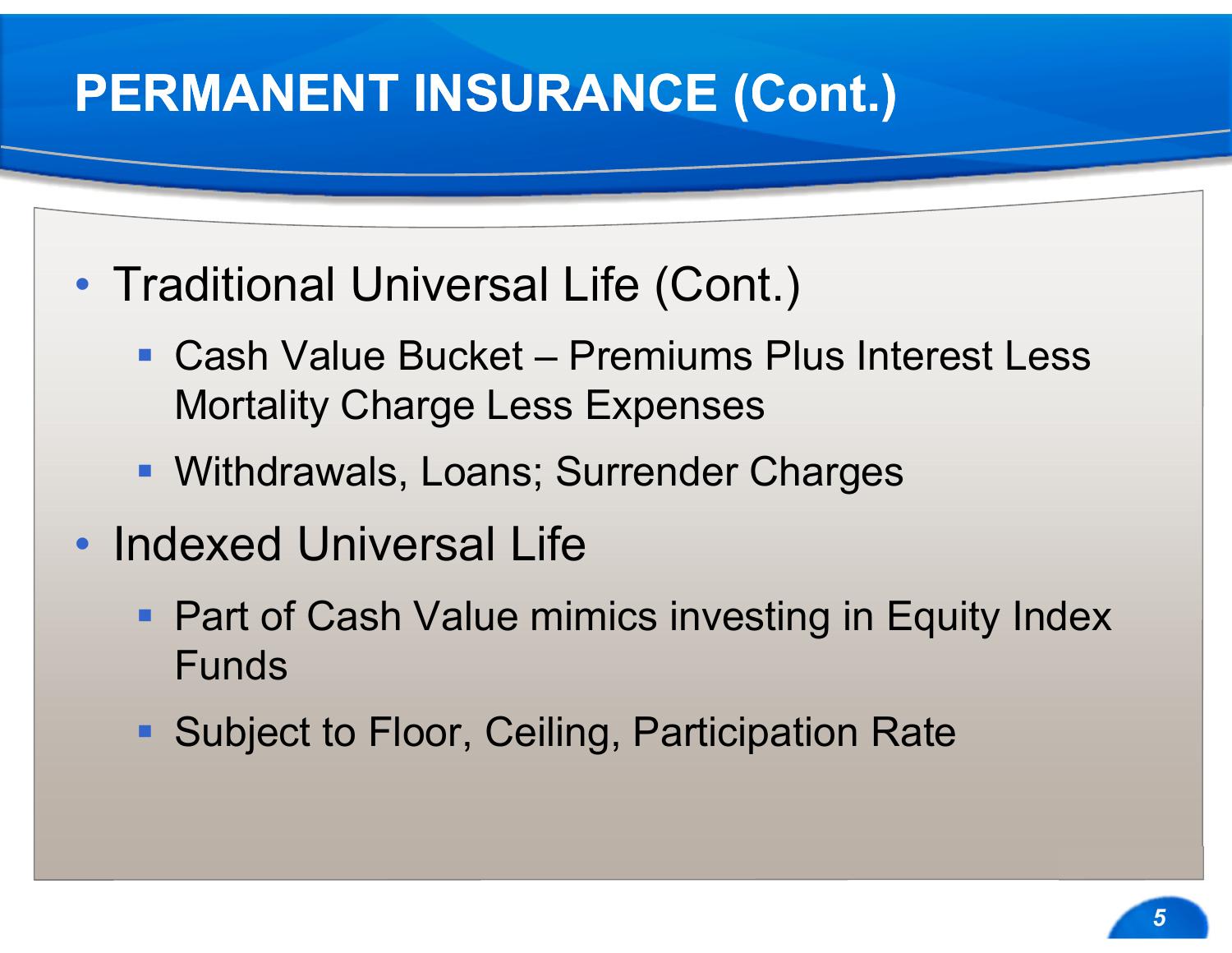# PERMANENT INSURANCE (Cont.)

- Traditional Universal Life (Cont.)
  - Cash Value Bucket – Premiums Plus Interest Less Mortality Charge Less Expenses
  - Withdrawals, Loans; Surrender Charges
- Indexed Universal Life
  - Part of Cash Value mimics investing in Equity Index Funds
  - Subject to Floor, Ceiling, Participation Rate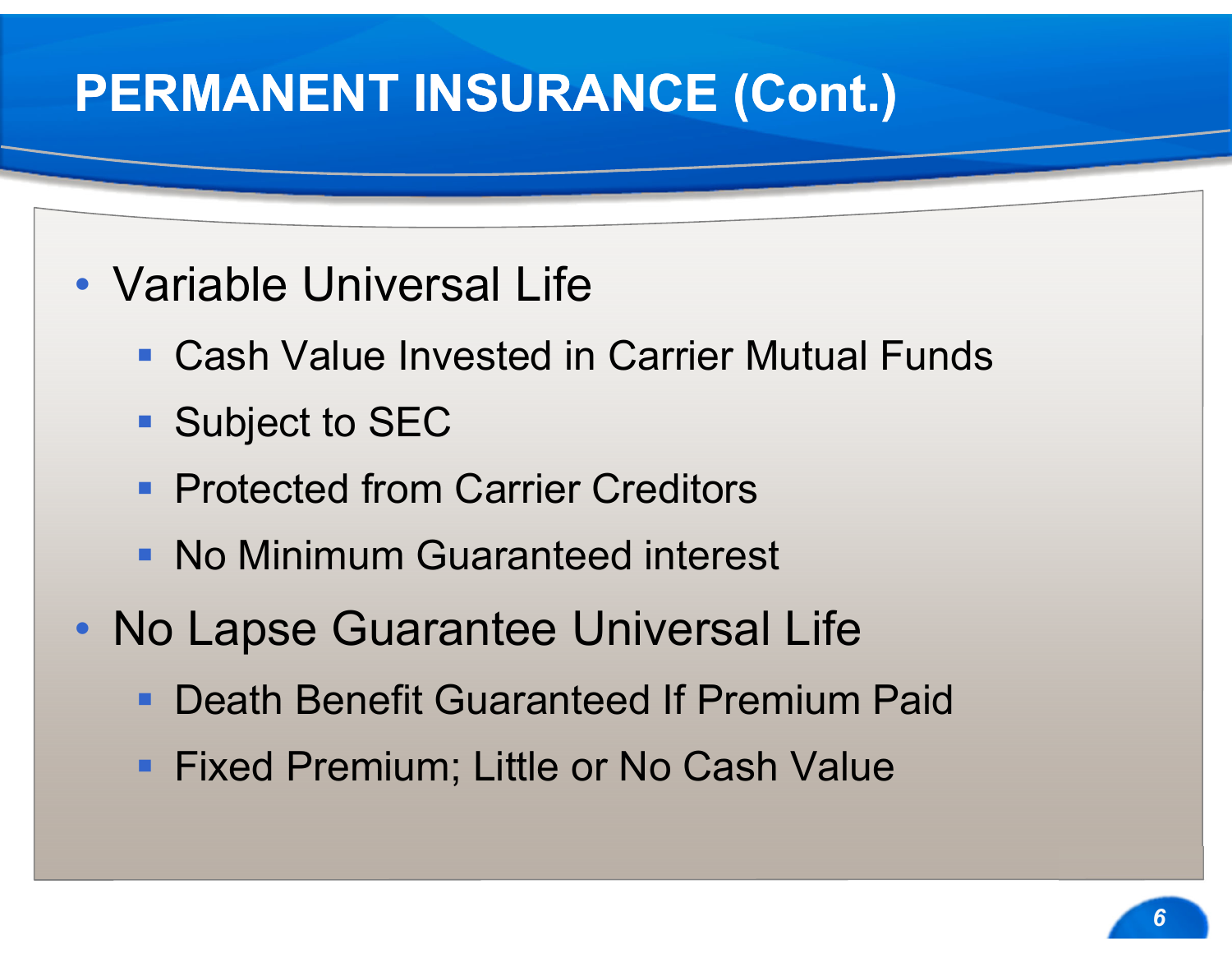# PERMANENT INSURANCE (Cont.)

- Variable Universal Life
  - Cash Value Invested in Carrier Mutual Funds
  - Subject to SEC
  - Protected from Carrier Creditors
  - No Minimum Guaranteed interest
- No Lapse Guarantee Universal Life
  - Death Benefit Guaranteed If Premium Paid
  - Fixed Premium; Little or No Cash Value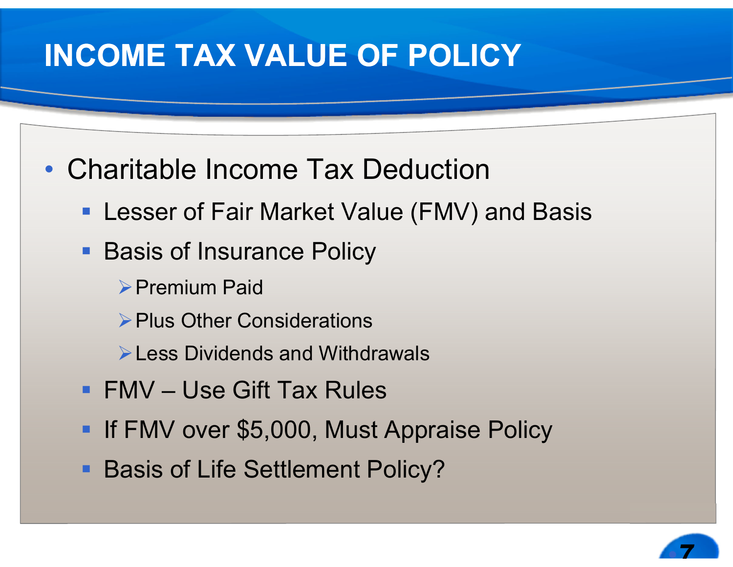# INCOME TAX VALUE OF POLICY

- Charitable Income Tax Deduction
  - Lesser of Fair Market Value (FMV) and Basis
  - Basis of Insurance Policy
    - Premium Paid
    - Plus Other Considerations
    - Less Dividends and Withdrawals
  - FMV – Use Gift Tax Rules
  - If FMV over $5,000, Must Appraise Policy
  - Basis of Life Settlement Policy?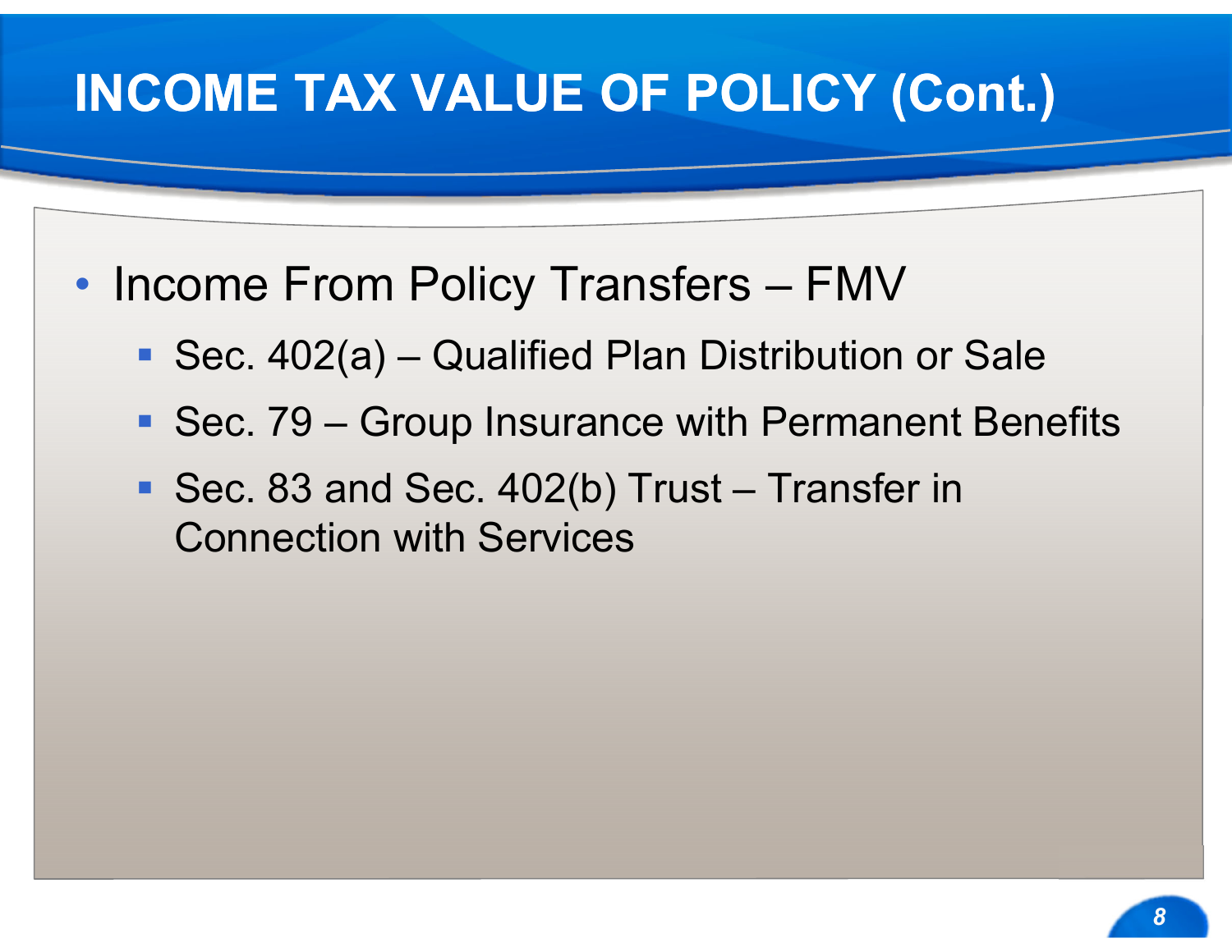# INCOME TAX VALUE OF POLICY (Cont.)

- Income From Policy Transfers – FMV
  - Sec. 402(a) – Qualified Plan Distribution or Sale
  - Sec. 79 – Group Insurance with Permanent Benefits
  - Sec. 83 and Sec. 402(b) Trust – Transfer in Connection with Services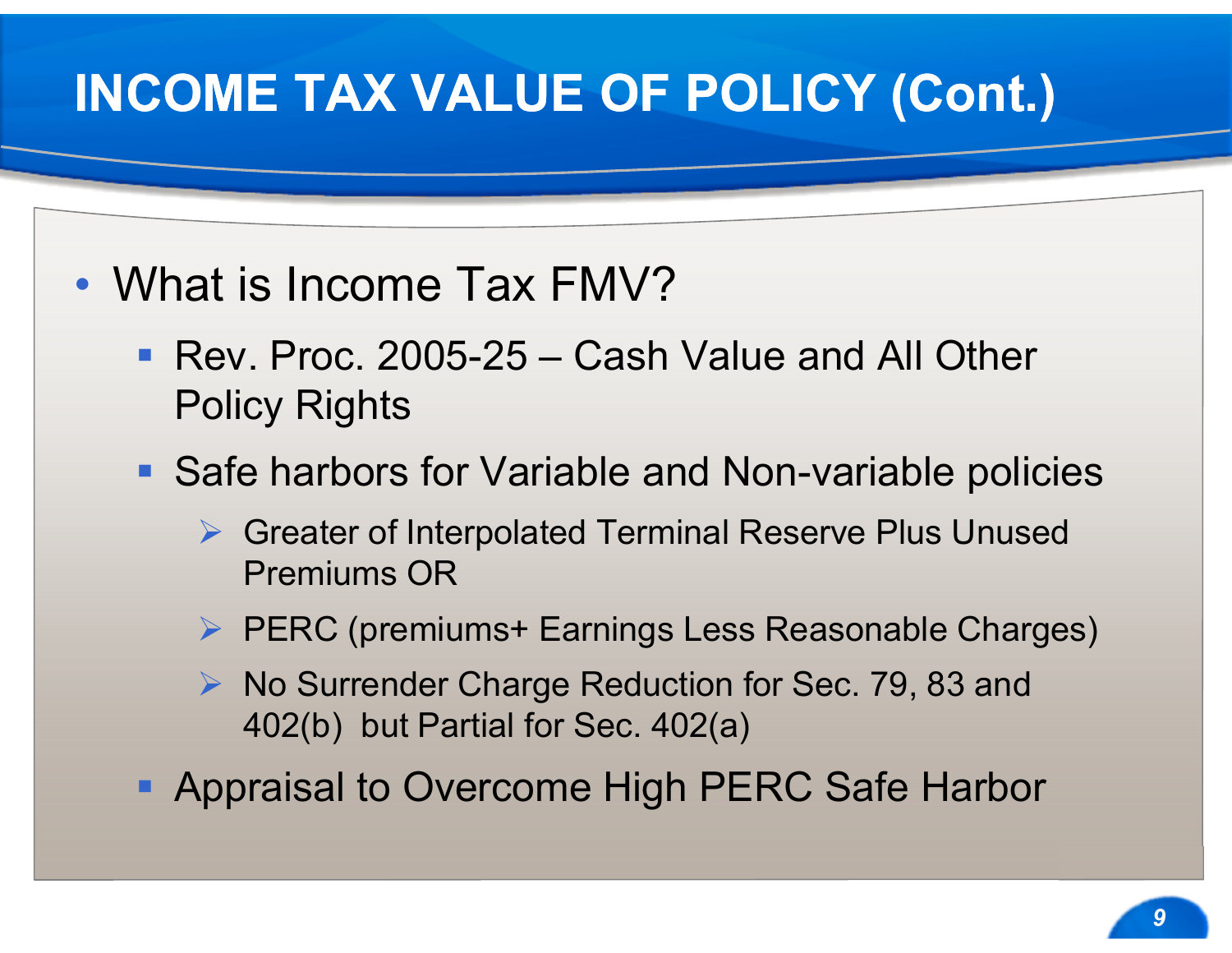# INCOME TAX VALUE OF POLICY (Cont.)

- What is Income Tax FMV?
  - Rev. Proc. 2005-25 – Cash Value and All Other Policy Rights
  - Safe harbors for Variable and Non-variable policies
    - Greater of Interpolated Terminal Reserve Plus Unused Premiums OR
    - PERC (premiums+ Earnings Less Reasonable Charges)
    - No Surrender Charge Reduction for Sec. 79, 83 and 402(b) but Partial for Sec. 402(a)
  - Appraisal to Overcome High PERC Safe Harbor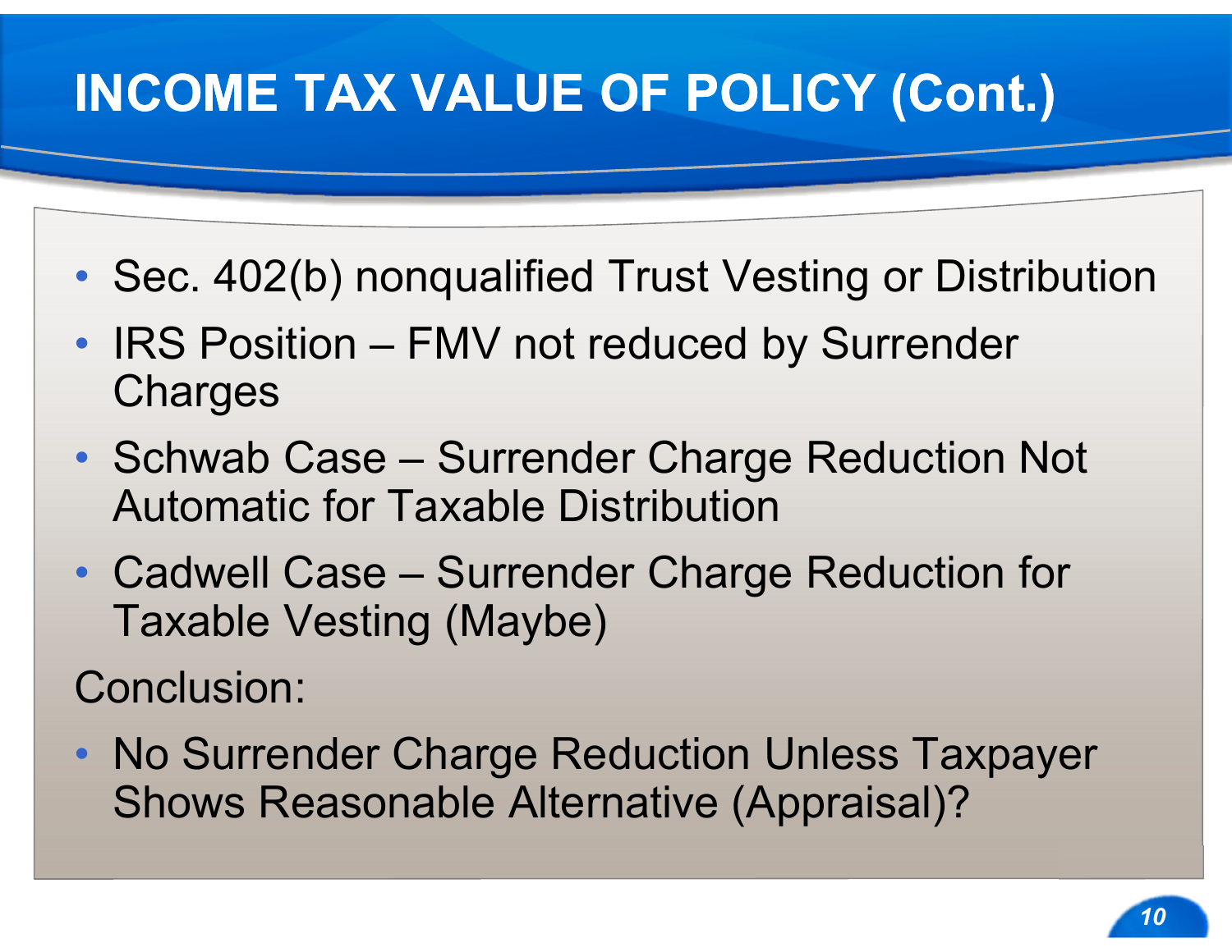# INCOME TAX VALUE OF POLICY (Cont.)

- Sec. 402(b) nonqualified Trust Vesting or Distribution
- IRS Position – FMV not reduced by Surrender Charges
- Schwab Case – Surrender Charge Reduction Not Automatic for Taxable Distribution
- Cadwell Case – Surrender Charge Reduction for Taxable Vesting (Maybe)

Conclusion:

- No Surrender Charge Reduction Unless Taxpayer Shows Reasonable Alternative (Appraisal)?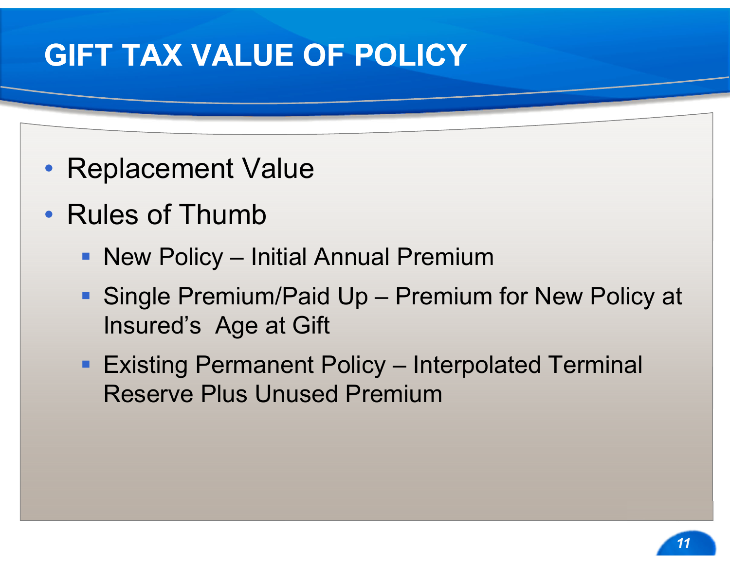# GIFT TAX VALUE OF POLICY

- Replacement Value
- Rules of Thumb
  - New Policy – Initial Annual Premium
  - Single Premium/Paid Up – Premium for New Policy at Insured's Age at Gift
  - Existing Permanent Policy – Interpolated Terminal Reserve Plus Unused Premium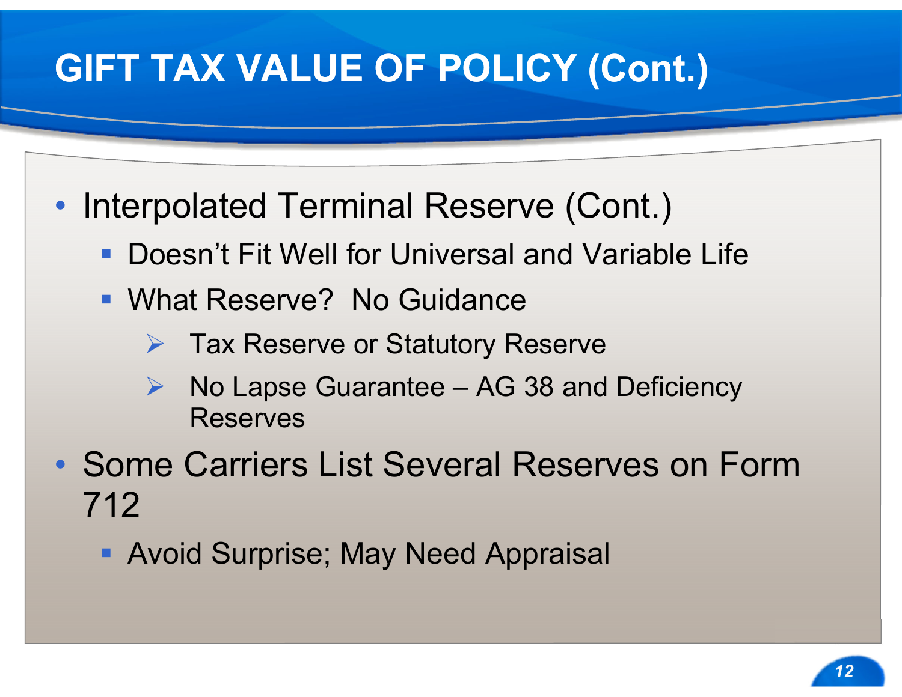# GIFT TAX VALUE OF POLICY (Cont.)

- Interpolated Terminal Reserve (Cont.)
  - Doesn't Fit Well for Universal and Variable Life
  - What Reserve? No Guidance
    - Tax Reserve or Statutory Reserve
    - No Lapse Guarantee – AG 38 and Deficiency Reserves
- Some Carriers List Several Reserves on Form 712
  - Avoid Surprise; May Need Appraisal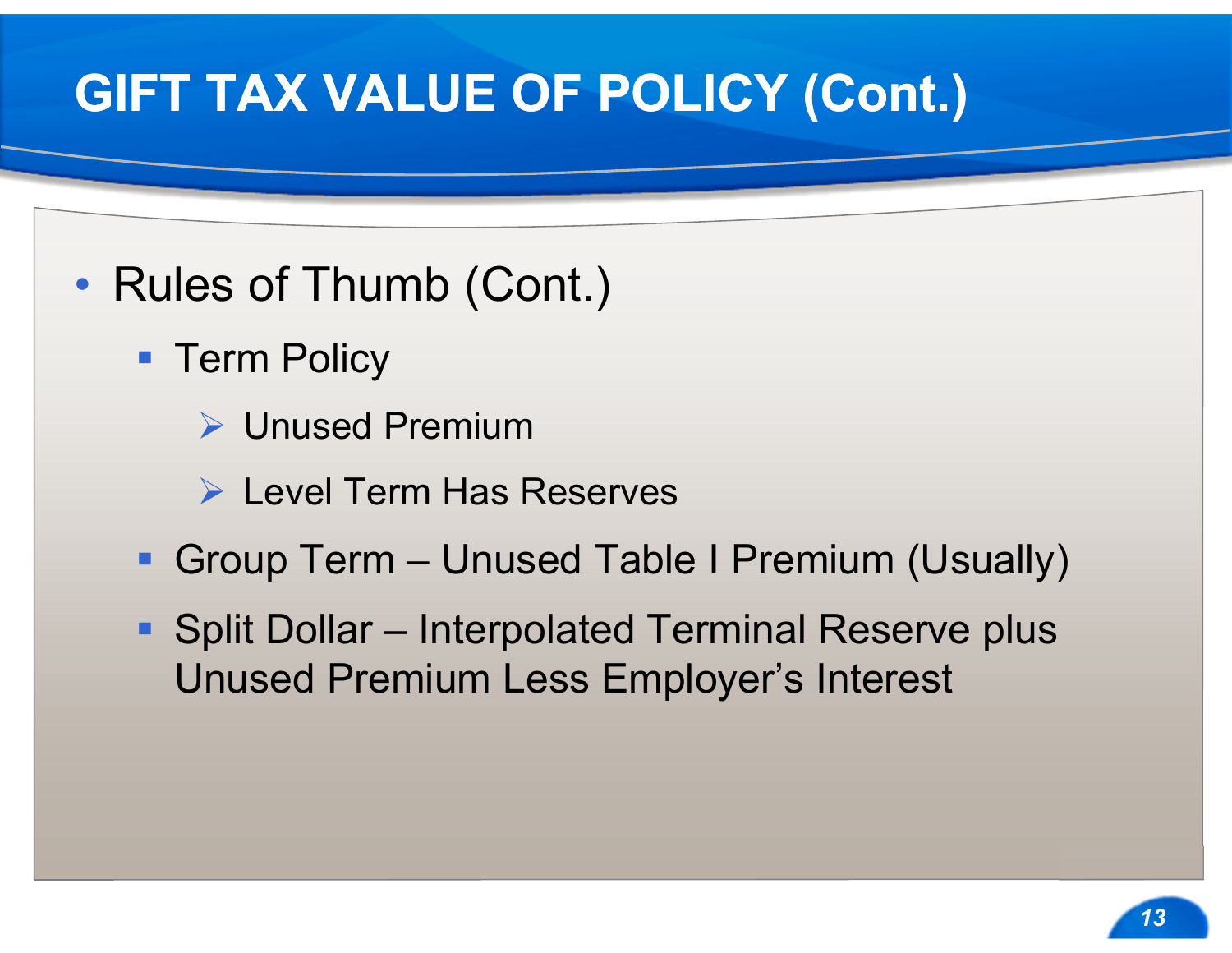# GIFT TAX VALUE OF POLICY (Cont.)

- Rules of Thumb (Cont.)
  - Term Policy
    - Unused Premium
    - Level Term Has Reserves
  - Group Term – Unused Table I Premium (Usually)
  - Split Dollar – Interpolated Terminal Reserve plus Unused Premium Less Employer's Interest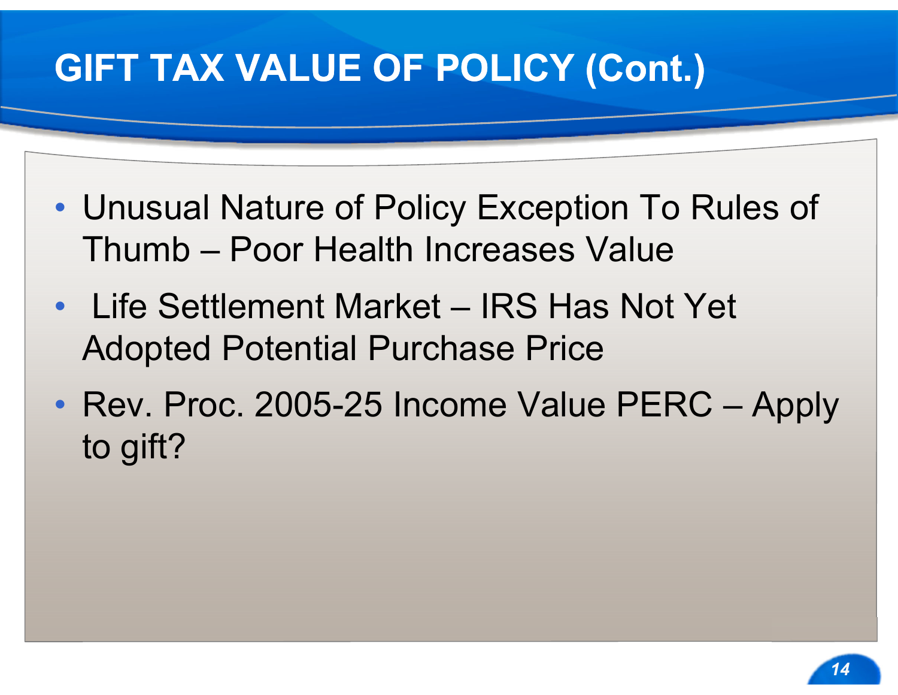# GIFT TAX VALUE OF POLICY (Cont.)

- Unusual Nature of Policy Exception To Rules of Thumb – Poor Health Increases Value
- Life Settlement Market – IRS Has Not Yet Adopted Potential Purchase Price
- Rev. Proc. 2005-25 Income Value PERC – Apply to gift?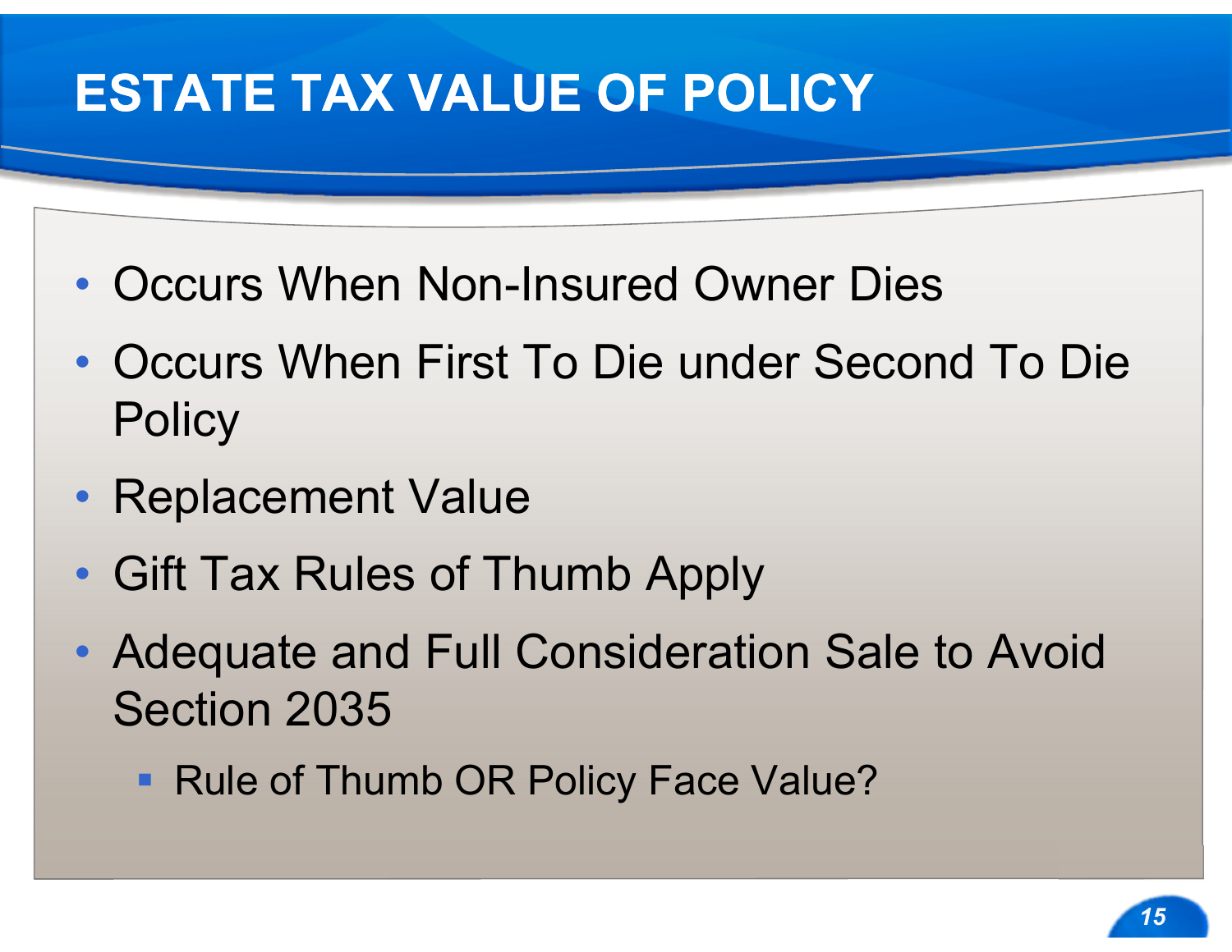# ESTATE TAX VALUE OF POLICY

- Occurs When Non-Insured Owner Dies
- Occurs When First To Die under Second To Die Policy
- Replacement Value
- Gift Tax Rules of Thumb Apply
- Adequate and Full Consideration Sale to Avoid Section 2035
  - Rule of Thumb OR Policy Face Value?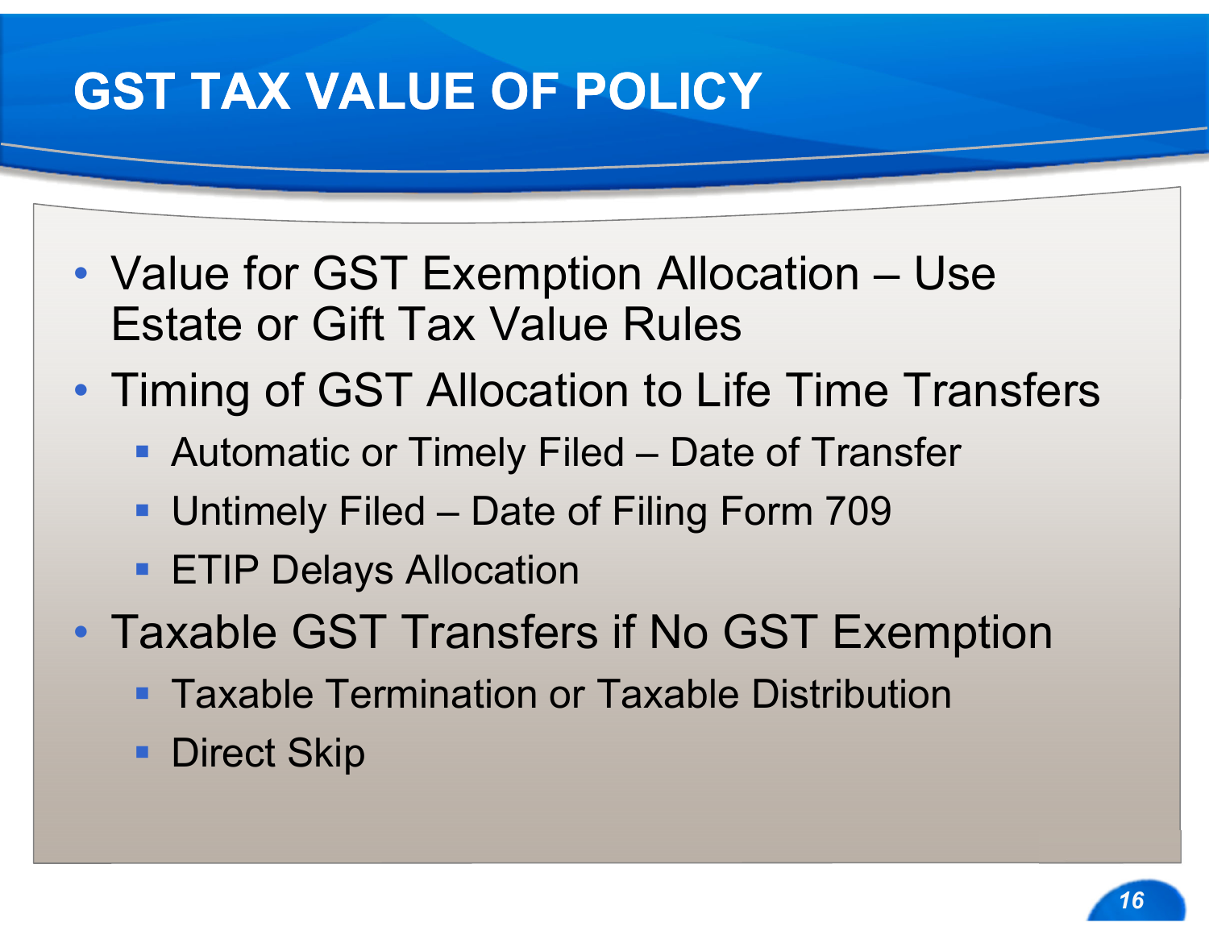# GST TAX VALUE OF POLICY

- Value for GST Exemption Allocation – Use Estate or Gift Tax Value Rules
- Timing of GST Allocation to Life Time Transfers
  - Automatic or Timely Filed – Date of Transfer
  - Untimely Filed – Date of Filing Form 709
  - ETIP Delays Allocation
- Taxable GST Transfers if No GST Exemption
  - Taxable Termination or Taxable Distribution
  - Direct Skip